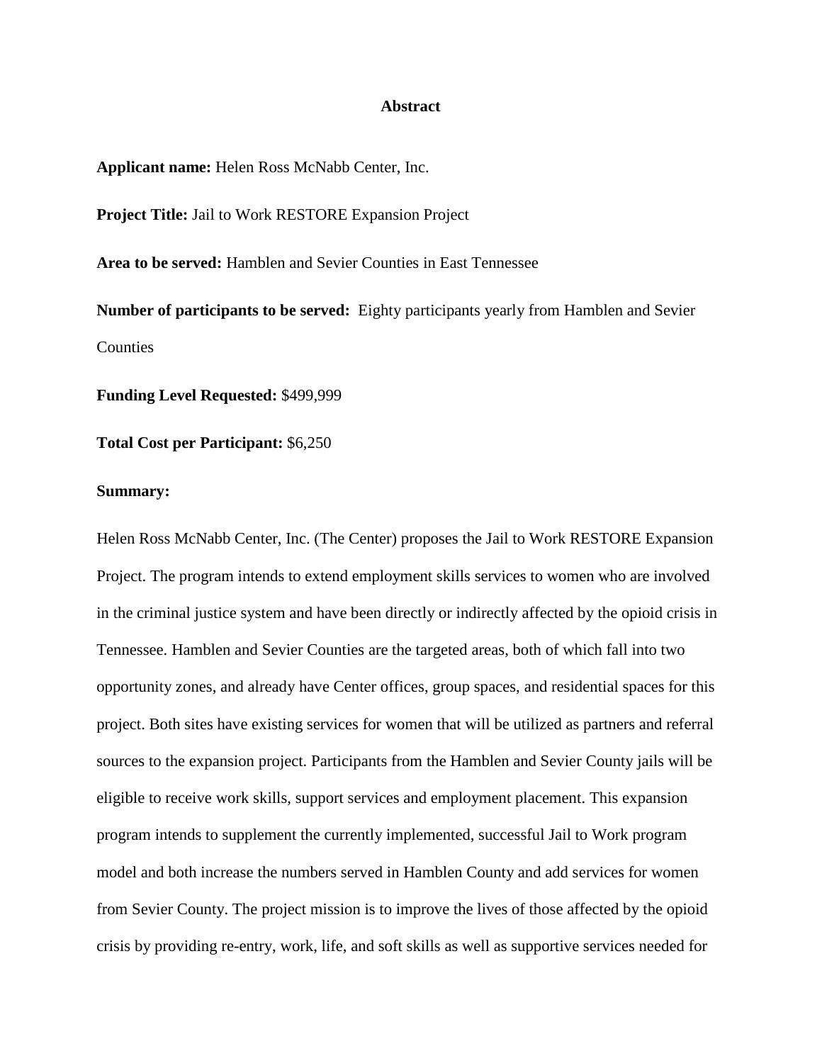# Abstract

**Applicant name:** Helen Ross McNabb Center, Inc.

**Project Title:** Jail to Work RESTORE Expansion Project

**Area to be served:** Hamblen and Sevier Counties in East Tennessee

**Number of participants to be served:** Eighty participants yearly from Hamblen and Sevier Counties

**Funding Level Requested:** $499,999

**Total Cost per Participant:** $6,250

**Summary:**

Helen Ross McNabb Center, Inc. (The Center) proposes the Jail to Work RESTORE Expansion Project. The program intends to extend employment skills services to women who are involved in the criminal justice system and have been directly or indirectly affected by the opioid crisis in Tennessee. Hamblen and Sevier Counties are the targeted areas, both of which fall into two opportunity zones, and already have Center offices, group spaces, and residential spaces for this project. Both sites have existing services for women that will be utilized as partners and referral sources to the expansion project. Participants from the Hamblen and Sevier County jails will be eligible to receive work skills, support services and employment placement. This expansion program intends to supplement the currently implemented, successful Jail to Work program model and both increase the numbers served in Hamblen County and add services for women from Sevier County. The project mission is to improve the lives of those affected by the opioid crisis by providing re-entry, work, life, and soft skills as well as supportive services needed for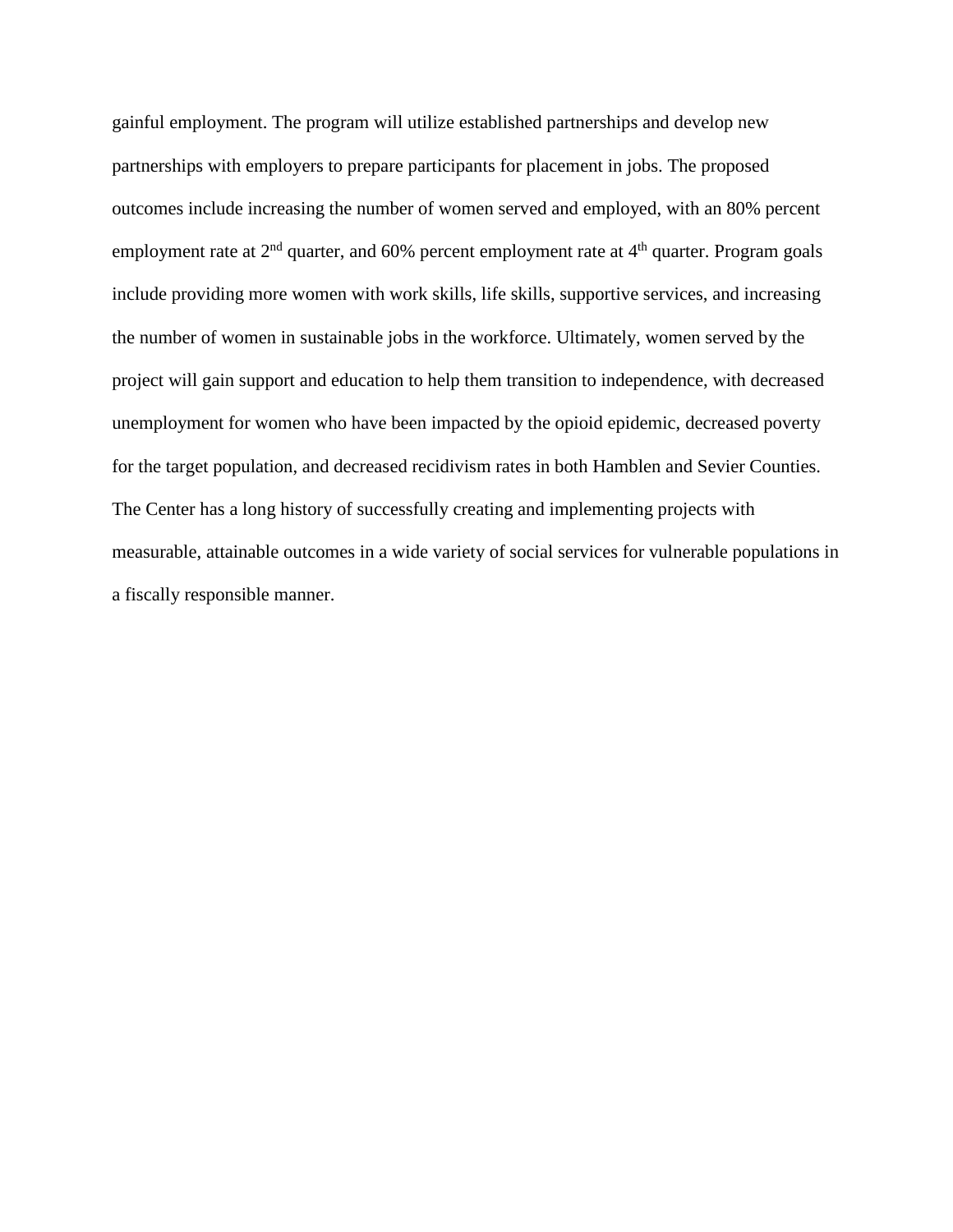gainful employment. The program will utilize established partnerships and develop new partnerships with employers to prepare participants for placement in jobs. The proposed outcomes include increasing the number of women served and employed, with an 80% percent employment rate at 2nd quarter, and 60% percent employment rate at 4th quarter. Program goals include providing more women with work skills, life skills, supportive services, and increasing the number of women in sustainable jobs in the workforce. Ultimately, women served by the project will gain support and education to help them transition to independence, with decreased unemployment for women who have been impacted by the opioid epidemic, decreased poverty for the target population, and decreased recidivism rates in both Hamblen and Sevier Counties. The Center has a long history of successfully creating and implementing projects with measurable, attainable outcomes in a wide variety of social services for vulnerable populations in a fiscally responsible manner.